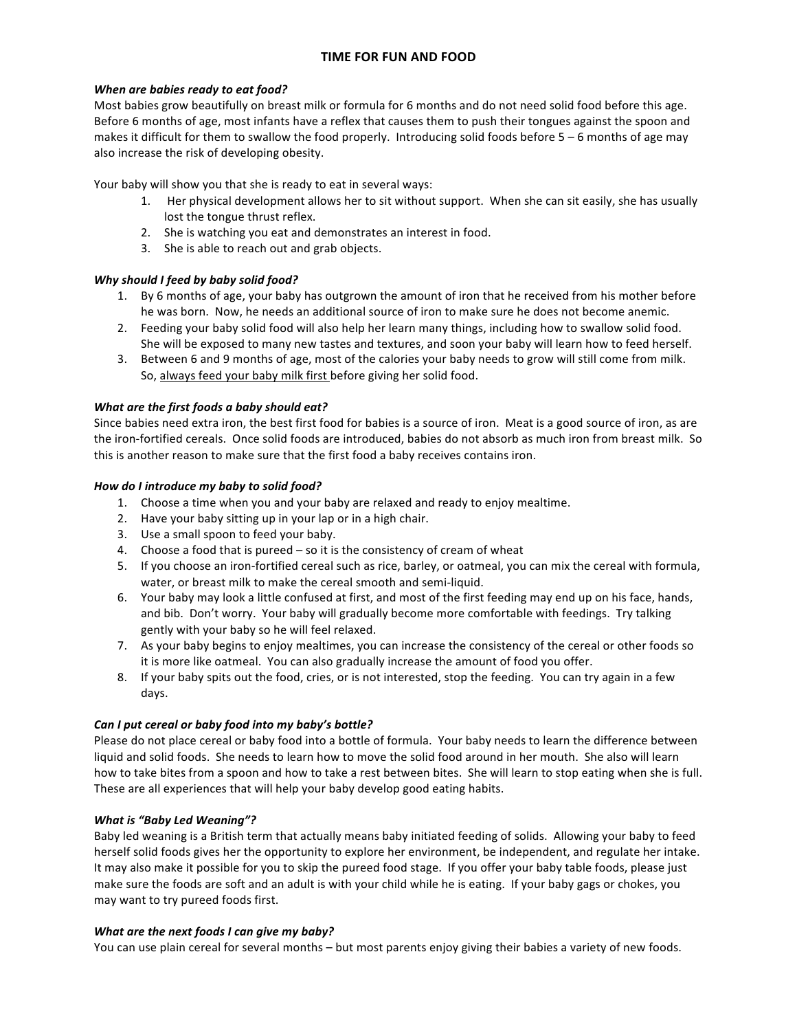# TIME FOR FUN AND FOOD

***When are babies ready to eat food?***

Most babies grow beautifully on breast milk or formula for 6 months and do not need solid food before this age. Before 6 months of age, most infants have a reflex that causes them to push their tongues against the spoon and makes it difficult for them to swallow the food properly. Introducing solid foods before 5 – 6 months of age may also increase the risk of developing obesity.

Your baby will show you that she is ready to eat in several ways:

1. Her physical development allows her to sit without support. When she can sit easily, she has usually lost the tongue thrust reflex.
2. She is watching you eat and demonstrates an interest in food.
3. She is able to reach out and grab objects.

***Why should I feed by baby solid food?***

1. By 6 months of age, your baby has outgrown the amount of iron that he received from his mother before he was born. Now, he needs an additional source of iron to make sure he does not become anemic.
2. Feeding your baby solid food will also help her learn many things, including how to swallow solid food. She will be exposed to many new tastes and textures, and soon your baby will learn how to feed herself.
3. Between 6 and 9 months of age, most of the calories your baby needs to grow will still come from milk. So, <u>always feed your baby milk first</u> before giving her solid food.

***What are the first foods a baby should eat?***

Since babies need extra iron, the best first food for babies is a source of iron. Meat is a good source of iron, as are the iron-fortified cereals. Once solid foods are introduced, babies do not absorb as much iron from breast milk. So this is another reason to make sure that the first food a baby receives contains iron.

***How do I introduce my baby to solid food?***

1. Choose a time when you and your baby are relaxed and ready to enjoy mealtime.
2. Have your baby sitting up in your lap or in a high chair.
3. Use a small spoon to feed your baby.
4. Choose a food that is pureed – so it is the consistency of cream of wheat
5. If you choose an iron-fortified cereal such as rice, barley, or oatmeal, you can mix the cereal with formula, water, or breast milk to make the cereal smooth and semi-liquid.
6. Your baby may look a little confused at first, and most of the first feeding may end up on his face, hands, and bib. Don't worry. Your baby will gradually become more comfortable with feedings. Try talking gently with your baby so he will feel relaxed.
7. As your baby begins to enjoy mealtimes, you can increase the consistency of the cereal or other foods so it is more like oatmeal. You can also gradually increase the amount of food you offer.
8. If your baby spits out the food, cries, or is not interested, stop the feeding. You can try again in a few days.

***Can I put cereal or baby food into my baby's bottle?***

Please do not place cereal or baby food into a bottle of formula. Your baby needs to learn the difference between liquid and solid foods. She needs to learn how to move the solid food around in her mouth. She also will learn how to take bites from a spoon and how to take a rest between bites. She will learn to stop eating when she is full. These are all experiences that will help your baby develop good eating habits.

***What is "Baby Led Weaning"?***

Baby led weaning is a British term that actually means baby initiated feeding of solids. Allowing your baby to feed herself solid foods gives her the opportunity to explore her environment, be independent, and regulate her intake. It may also make it possible for you to skip the pureed food stage. If you offer your baby table foods, please just make sure the foods are soft and an adult is with your child while he is eating. If your baby gags or chokes, you may want to try pureed foods first.

***What are the next foods I can give my baby?***

You can use plain cereal for several months – but most parents enjoy giving their babies a variety of new foods.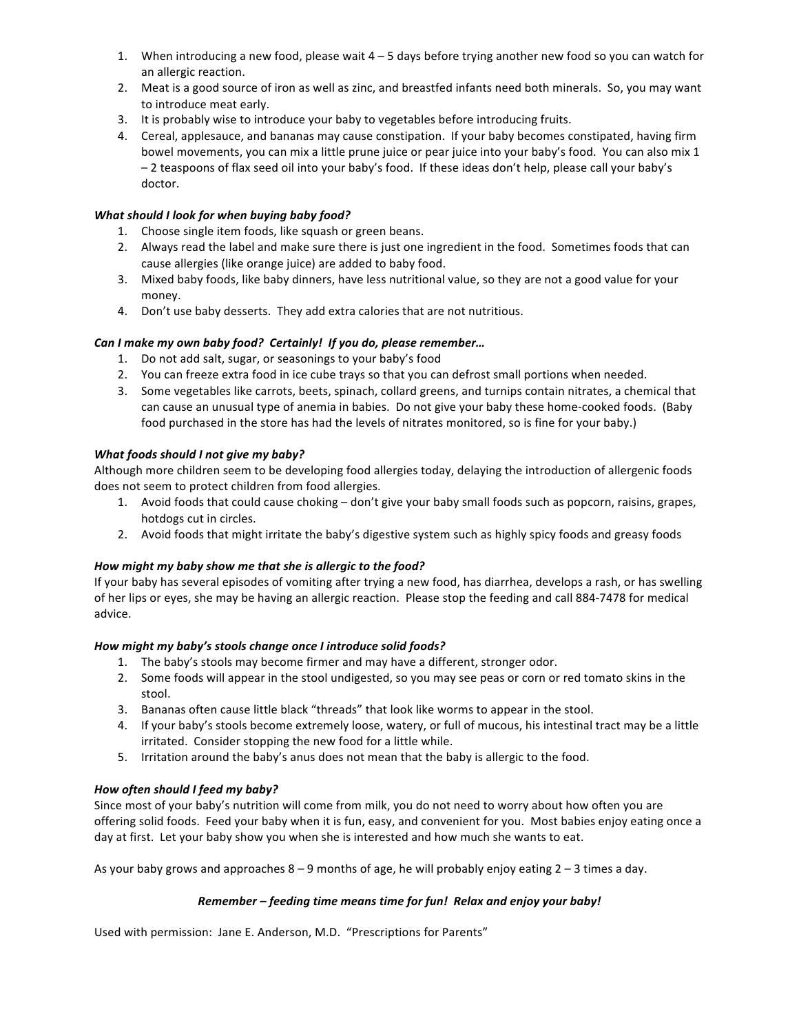1. When introducing a new food, please wait 4 – 5 days before trying another new food so you can watch for an allergic reaction.
2. Meat is a good source of iron as well as zinc, and breastfed infants need both minerals. So, you may want to introduce meat early.
3. It is probably wise to introduce your baby to vegetables before introducing fruits.
4. Cereal, applesauce, and bananas may cause constipation. If your baby becomes constipated, having firm bowel movements, you can mix a little prune juice or pear juice into your baby's food. You can also mix 1 – 2 teaspoons of flax seed oil into your baby's food. If these ideas don't help, please call your baby's doctor.

***What should I look for when buying baby food?***

1. Choose single item foods, like squash or green beans.
2. Always read the label and make sure there is just one ingredient in the food. Sometimes foods that can cause allergies (like orange juice) are added to baby food.
3. Mixed baby foods, like baby dinners, have less nutritional value, so they are not a good value for your money.
4. Don't use baby desserts. They add extra calories that are not nutritious.

***Can I make my own baby food? Certainly! If you do, please remember…***

1. Do not add salt, sugar, or seasonings to your baby's food
2. You can freeze extra food in ice cube trays so that you can defrost small portions when needed.
3. Some vegetables like carrots, beets, spinach, collard greens, and turnips contain nitrates, a chemical that can cause an unusual type of anemia in babies. Do not give your baby these home-cooked foods. (Baby food purchased in the store has had the levels of nitrates monitored, so is fine for your baby.)

***What foods should I not give my baby?***

Although more children seem to be developing food allergies today, delaying the introduction of allergenic foods does not seem to protect children from food allergies.

1. Avoid foods that could cause choking – don't give your baby small foods such as popcorn, raisins, grapes, hotdogs cut in circles.
2. Avoid foods that might irritate the baby's digestive system such as highly spicy foods and greasy foods

***How might my baby show me that she is allergic to the food?***

If your baby has several episodes of vomiting after trying a new food, has diarrhea, develops a rash, or has swelling of her lips or eyes, she may be having an allergic reaction. Please stop the feeding and call 884-7478 for medical advice.

***How might my baby's stools change once I introduce solid foods?***

1. The baby's stools may become firmer and may have a different, stronger odor.
2. Some foods will appear in the stool undigested, so you may see peas or corn or red tomato skins in the stool.
3. Bananas often cause little black "threads" that look like worms to appear in the stool.
4. If your baby's stools become extremely loose, watery, or full of mucous, his intestinal tract may be a little irritated. Consider stopping the new food for a little while.
5. Irritation around the baby's anus does not mean that the baby is allergic to the food.

***How often should I feed my baby?***

Since most of your baby's nutrition will come from milk, you do not need to worry about how often you are offering solid foods. Feed your baby when it is fun, easy, and convenient for you. Most babies enjoy eating once a day at first. Let your baby show you when she is interested and how much she wants to eat.

As your baby grows and approaches 8 – 9 months of age, he will probably enjoy eating 2 – 3 times a day.

***Remember – feeding time means time for fun! Relax and enjoy your baby!***

Used with permission: Jane E. Anderson, M.D. "Prescriptions for Parents"